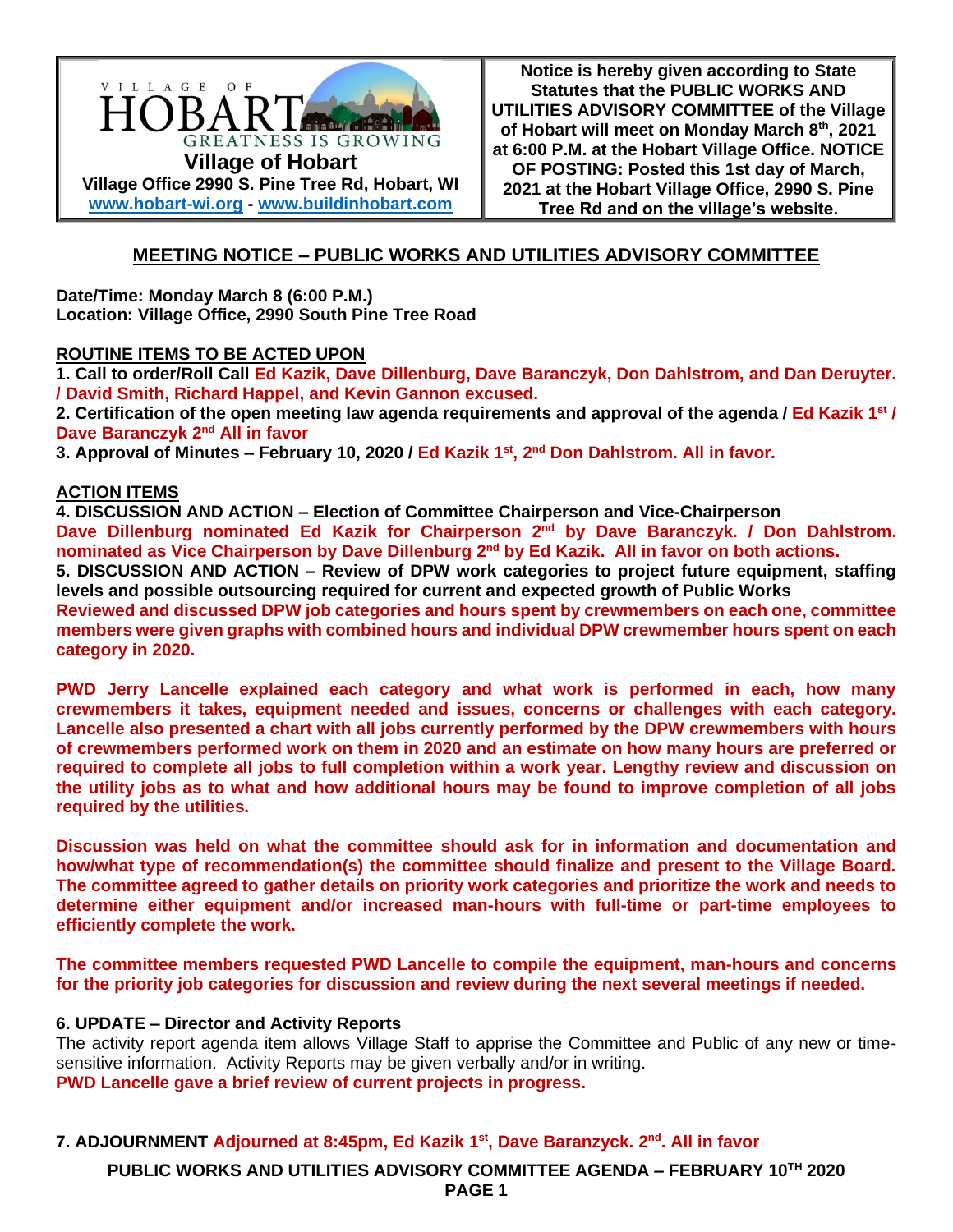VILLAGE OF HOBART
GREATNESS IS GROWING

**Village of Hobart**
**Village Office 2990 S. Pine Tree Rd, Hobart, WI**
**www.hobart-wi.org - www.buildinhobart.com**

**Notice is hereby given according to State Statutes that the PUBLIC WORKS AND UTILITIES ADVISORY COMMITTEE of the Village of Hobart will meet on Monday March 8th, 2021 at 6:00 P.M. at the Hobart Village Office. NOTICE OF POSTING: Posted this 1st day of March, 2021 at the Hobart Village Office, 2990 S. Pine Tree Rd and on the village's website.**

## MEETING NOTICE – PUBLIC WORKS AND UTILITIES ADVISORY COMMITTEE

**Date/Time: Monday March 8 (6:00 P.M.)**
**Location: Village Office, 2990 South Pine Tree Road**

### ROUTINE ITEMS TO BE ACTED UPON

**1. Call to order/Roll Call Ed Kazik, Dave Dillenburg, Dave Baranczyk, Don Dahlstrom, and Dan Deruyter. / David Smith, Richard Happel, and Kevin Gannon excused.**

**2. Certification of the open meeting law agenda requirements and approval of the agenda / Ed Kazik 1st / Dave Baranczyk 2nd All in favor**

**3. Approval of Minutes – February 10, 2020 / Ed Kazik 1st, 2nd Don Dahlstrom. All in favor.**

### ACTION ITEMS

**4. DISCUSSION AND ACTION – Election of Committee Chairperson and Vice-Chairperson**
**Dave Dillenburg nominated Ed Kazik for Chairperson 2nd by Dave Baranczyk. / Don Dahlstrom. nominated as Vice Chairperson by Dave Dillenburg 2nd by Ed Kazik. All in favor on both actions.**

**5. DISCUSSION AND ACTION – Review of DPW work categories to project future equipment, staffing levels and possible outsourcing required for current and expected growth of Public Works**
**Reviewed and discussed DPW job categories and hours spent by crewmembers on each one, committee members were given graphs with combined hours and individual DPW crewmember hours spent on each category in 2020.**

**PWD Jerry Lancelle explained each category and what work is performed in each, how many crewmembers it takes, equipment needed and issues, concerns or challenges with each category. Lancelle also presented a chart with all jobs currently performed by the DPW crewmembers with hours of crewmembers performed work on them in 2020 and an estimate on how many hours are preferred or required to complete all jobs to full completion within a work year. Lengthy review and discussion on the utility jobs as to what and how additional hours may be found to improve completion of all jobs required by the utilities.**

**Discussion was held on what the committee should ask for in information and documentation and how/what type of recommendation(s) the committee should finalize and present to the Village Board. The committee agreed to gather details on priority work categories and prioritize the work and needs to determine either equipment and/or increased man-hours with full-time or part-time employees to efficiently complete the work.**

**The committee members requested PWD Lancelle to compile the equipment, man-hours and concerns for the priority job categories for discussion and review during the next several meetings if needed.**

**6. UPDATE – Director and Activity Reports**
The activity report agenda item allows Village Staff to apprise the Committee and Public of any new or time-sensitive information. Activity Reports may be given verbally and/or in writing.
**PWD Lancelle gave a brief review of current projects in progress.**

**7. ADJOURNMENT Adjourned at 8:45pm, Ed Kazik 1st, Dave Baranzyck. 2nd. All in favor**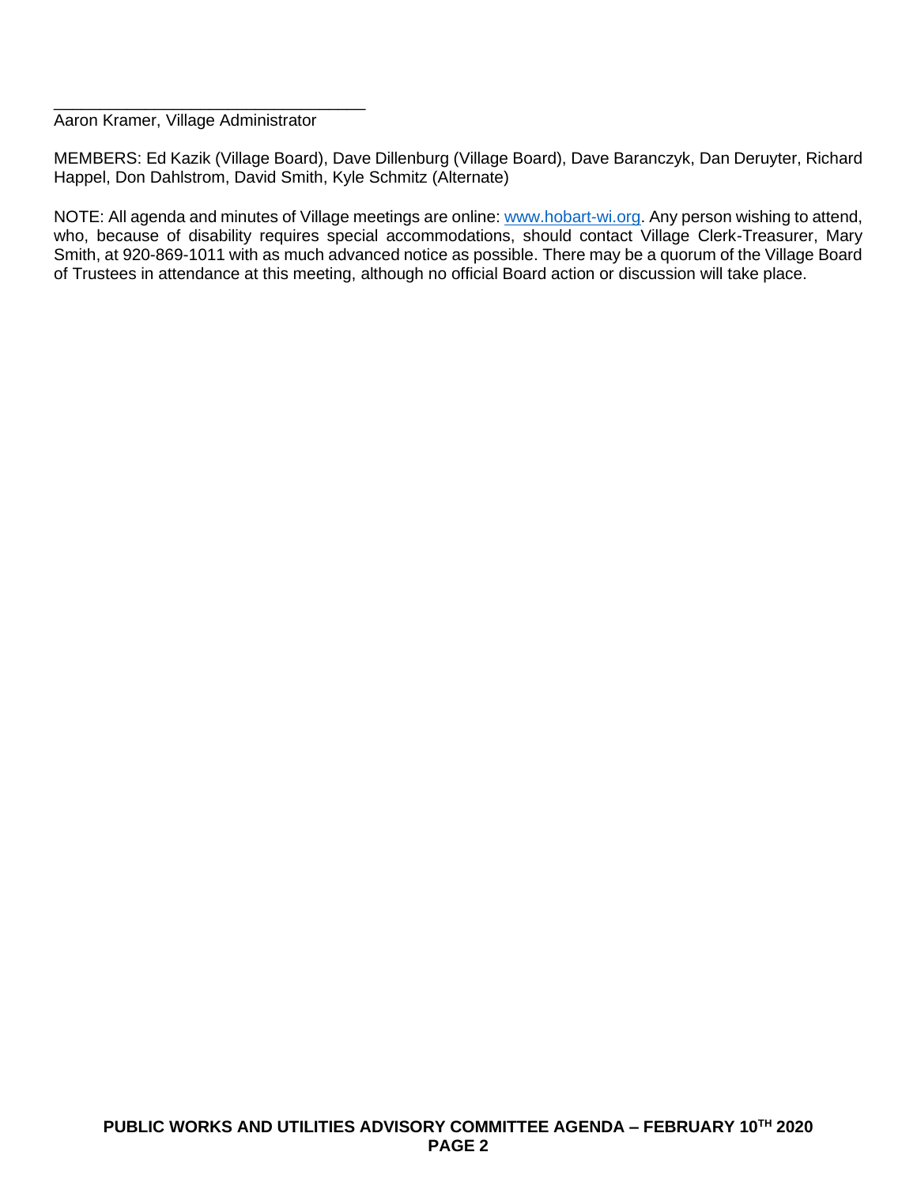\_\_\_\_\_\_\_\_\_\_\_\_\_\_\_\_\_\_\_\_\_\_\_\_\_\_\_\_\_\_\_\_\_\_\_

Aaron Kramer, Village Administrator

MEMBERS: Ed Kazik (Village Board), Dave Dillenburg (Village Board), Dave Baranczyk, Dan Deruyter, Richard Happel, Don Dahlstrom, David Smith, Kyle Schmitz (Alternate)

NOTE: All agenda and minutes of Village meetings are online: www.hobart-wi.org. Any person wishing to attend, who, because of disability requires special accommodations, should contact Village Clerk-Treasurer, Mary Smith, at 920-869-1011 with as much advanced notice as possible. There may be a quorum of the Village Board of Trustees in attendance at this meeting, although no official Board action or discussion will take place.